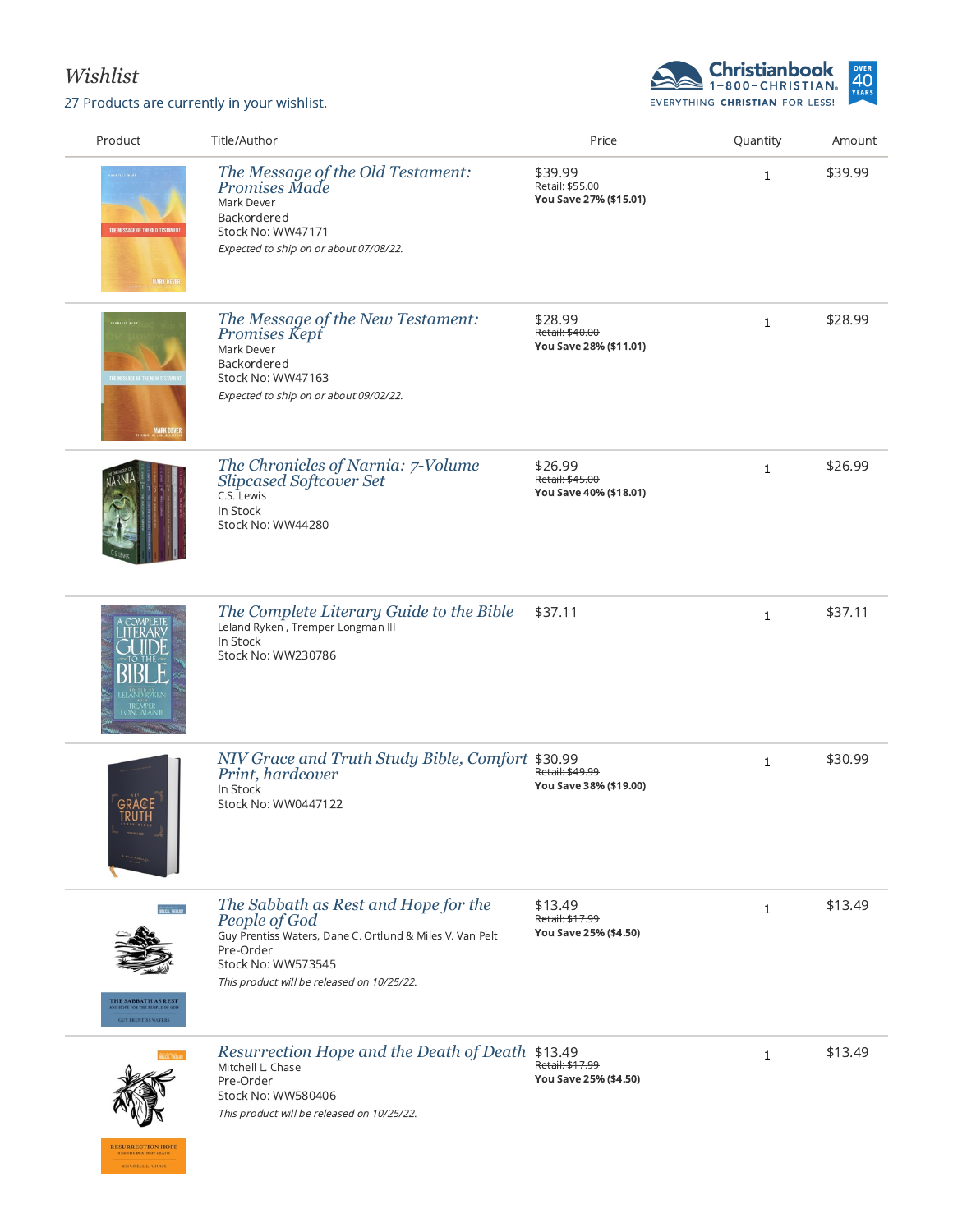# Wishlist

27 Products are currently in your wishlist.

| Product | Title/Author | Price | Quantity | Amount |
|---|---|---|---|---|
| | *The Message of the Old Testament: Promises Made*<br>Mark Dever<br>Backordered<br>Stock No: WW47171<br>*Expected to ship on or about 07/08/22.* | $39.99<br>~~Retail: $55.00~~<br>**You Save 27% ($15.01)** | 1 | $39.99 |
| | *The Message of the New Testament: Promises Kept*<br>Mark Dever<br>Backordered<br>Stock No: WW47163<br>*Expected to ship on or about 09/02/22.* | $28.99<br>~~Retail: $40.00~~<br>**You Save 28% ($11.01)** | 1 | $28.99 |
| | *The Chronicles of Narnia: 7-Volume Slipcased Softcover Set*<br>C.S. Lewis<br>In Stock<br>Stock No: WW44280 | $26.99<br>~~Retail: $45.00~~<br>**You Save 40% ($18.01)** | 1 | $26.99 |
| | *The Complete Literary Guide to the Bible*<br>Leland Ryken , Tremper Longman III<br>In Stock<br>Stock No: WW230786 | $37.11 | 1 | $37.11 |
| | *NIV Grace and Truth Study Bible, Comfort Print, hardcover*<br>In Stock<br>Stock No: WW044712 2 | $30.99<br>~~Retail: $49.99~~<br>**You Save 38% ($19.00)** | 1 | $30.99 |
| | *The Sabbath as Rest and Hope for the People of God*<br>Guy Prentiss Waters, Dane C. Ortlund & Miles V. Van Pelt<br>Pre-Order<br>Stock No: WW573545<br>*This product will be released on 10/25/22.* | $13.49<br>~~Retail: $17.99~~<br>**You Save 25% ($4.50)** | 1 | $13.49 |
| | *Resurrection Hope and the Death of Death*<br>Mitchell L. Chase<br>Pre-Order<br>Stock No: WW580406<br>*This product will be released on 10/25/22.* | $13.49<br>~~Retail: $17.99~~<br>**You Save 25% ($4.50)** | 1 | $13.49 |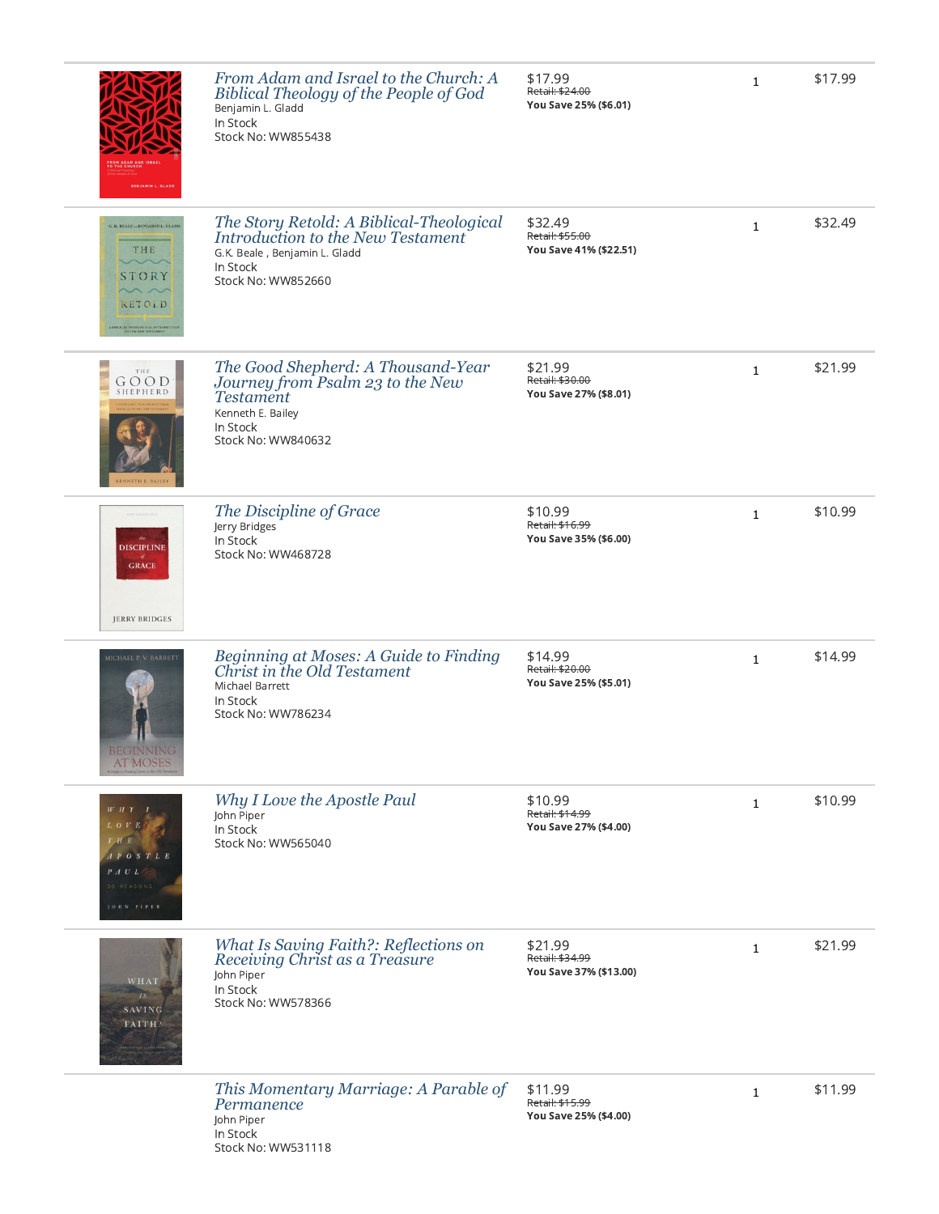| Item | Price | Qty | Total |
| --- | --- | --- | --- |
| *From Adam and Israel to the Church: A Biblical Theology of the People of God*<br>Benjamin L. Gladd<br>In Stock<br>Stock No: WW855438 | $17.99<br>~~Retail: $24.00~~<br>**You Save 25% ($6.01)** | 1 | $17.99 |
| *The Story Retold: A Biblical-Theological Introduction to the New Testament*<br>G.K. Beale , Benjamin L. Gladd<br>In Stock<br>Stock No: WW852660 | $32.49<br>~~Retail: $55.00~~<br>**You Save 41% ($22.51)** | 1 | $32.49 |
| *The Good Shepherd: A Thousand-Year Journey from Psalm 23 to the New Testament*<br>Kenneth E. Bailey<br>In Stock<br>Stock No: WW840632 | $21.99<br>~~Retail: $30.00~~<br>**You Save 27% ($8.01)** | 1 | $21.99 |
| *The Discipline of Grace*<br>Jerry Bridges<br>In Stock<br>Stock No: WW468728 | $10.99<br>~~Retail: $16.99~~<br>**You Save 35% ($6.00)** | 1 | $10.99 |
| *Beginning at Moses: A Guide to Finding Christ in the Old Testament*<br>Michael Barrett<br>In Stock<br>Stock No: WW786234 | $14.99<br>~~Retail: $20.00~~<br>**You Save 25% ($5.01)** | 1 | $14.99 |
| *Why I Love the Apostle Paul*<br>John Piper<br>In Stock<br>Stock No: WW565040 | $10.99<br>~~Retail: $14.99~~<br>**You Save 27% ($4.00)** | 1 | $10.99 |
| *What Is Saving Faith?: Reflections on Receiving Christ as a Treasure*<br>John Piper<br>In Stock<br>Stock No: WW578366 | $21.99<br>~~Retail: $34.99~~<br>**You Save 37% ($13.00)** | 1 | $21.99 |
| *This Momentary Marriage: A Parable of Permanence*<br>John Piper<br>In Stock<br>Stock No: WW531118 | $11.99<br>~~Retail: $15.99~~<br>**You Save 25% ($4.00)** | 1 | $11.99 |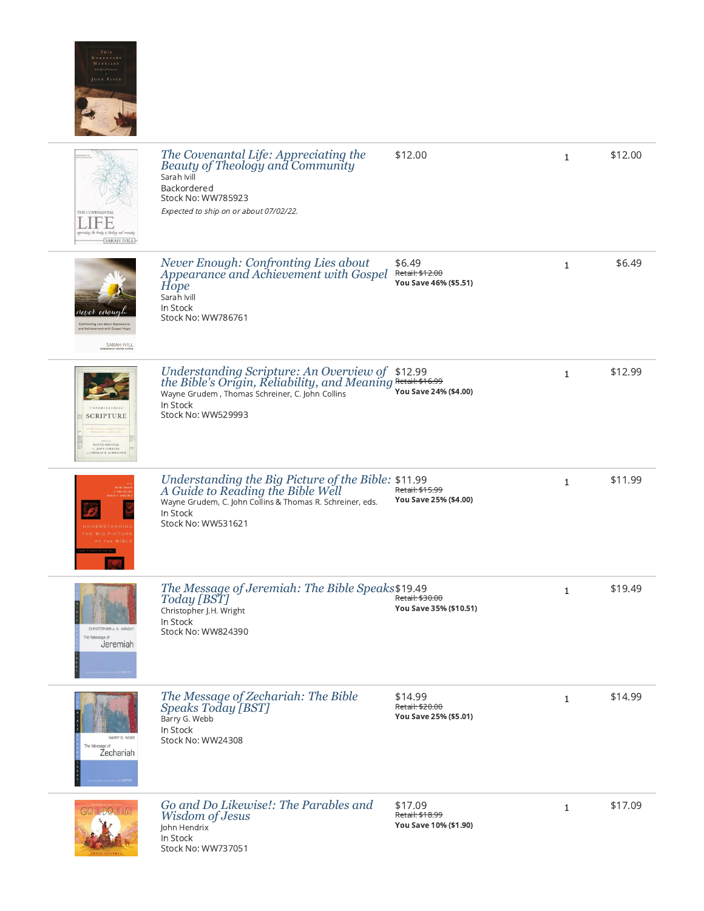| Item | Price | Qty | Total |
|---|---|---|---|
| *The Covenantal Life: Appreciating the Beauty of Theology and Community*<br>Sarah Ivill<br>Backordered<br>Stock No: WW785923<br>*Expected to ship on or about 07/02/22.* | $12.00 | 1 | $12.00 |
| *Never Enough: Confronting Lies about Appearance and Achievement with Gospel Hope*<br>Sarah Ivill<br>In Stock<br>Stock No: WW786761 | $6.49<br>~~Retail: $12.00~~<br>**You Save 46% ($5.51)** | 1 | $6.49 |
| *Understanding Scripture: An Overview of the Bible's Origin, Reliability, and Meaning*<br>Wayne Grudem , Thomas Schreiner, C. John Collins<br>In Stock<br>Stock No: WW529993 | $12.99<br>~~Retail: $16.99~~<br>**You Save 24% ($4.00)** | 1 | $12.99 |
| *Understanding the Big Picture of the Bible: A Guide to Reading the Bible Well*<br>Wayne Grudem, C. John Collins & Thomas R. Schreiner, eds.<br>In Stock<br>Stock No: WW531621 | $11.99<br>~~Retail: $15.99~~<br>**You Save 25% ($4.00)** | 1 | $11.99 |
| *The Message of Jeremiah: The Bible Speaks Today [BST]*<br>Christopher J.H. Wright<br>In Stock<br>Stock No: WW824390 | $19.49<br>~~Retail: $30.00~~<br>**You Save 35% ($10.51)** | 1 | $19.49 |
| *The Message of Zechariah: The Bible Speaks Today [BST]*<br>Barry G. Webb<br>In Stock<br>Stock No: WW24308 | $14.99<br>~~Retail: $20.00~~<br>**You Save 25% ($5.01)** | 1 | $14.99 |
| *Go and Do Likewise!: The Parables and Wisdom of Jesus*<br>John Hendrix<br>In Stock<br>Stock No: WW737051 | $17.09<br>~~Retail: $18.99~~<br>**You Save 10% ($1.90)** | 1 | $17.09 |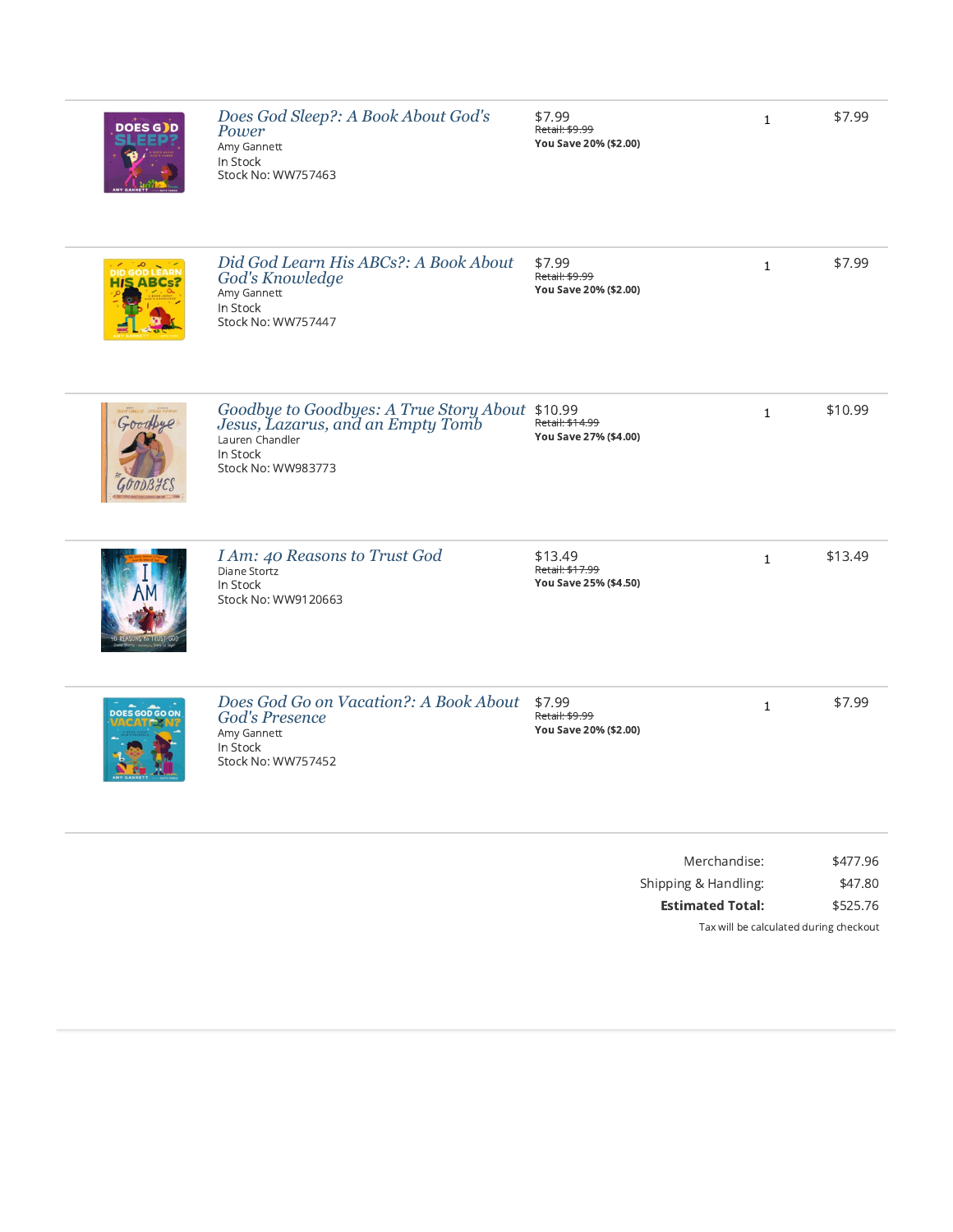| | | | |
|---|---|---|---|
| *Does God Sleep?: A Book About God's Power*<br>Amy Gannett<br>In Stock<br>Stock No: WW757463 | $7.99<br>~~Retail: $9.99~~<br>**You Save 20% ($2.00)** | 1 | $7.99 |
| *Did God Learn His ABCs?: A Book About God's Knowledge*<br>Amy Gannett<br>In Stock<br>Stock No: WW757447 | $7.99<br>~~Retail: $9.99~~<br>**You Save 20% ($2.00)** | 1 | $7.99 |
| *Goodbye to Goodbyes: A True Story About Jesus, Lazarus, and an Empty Tomb*<br>Lauren Chandler<br>In Stock<br>Stock No: WW983773 | $10.99<br>~~Retail: $14.99~~<br>**You Save 27% ($4.00)** | 1 | $10.99 |
| *I Am: 40 Reasons to Trust God*<br>Diane Stortz<br>In Stock<br>Stock No: WW9120663 | $13.49<br>~~Retail: $17.99~~<br>**You Save 25% ($4.50)** | 1 | $13.49 |
| *Does God Go on Vacation?: A Book About God's Presence*<br>Amy Gannett<br>In Stock<br>Stock No: WW757452 | $7.99<br>~~Retail: $9.99~~<br>**You Save 20% ($2.00)** | 1 | $7.99 |

| | |
|---|---|
| Merchandise: | $477.96 |
| Shipping & Handling: | $47.80 |
| **Estimated Total:** | $525.76 |

Tax will be calculated during checkout